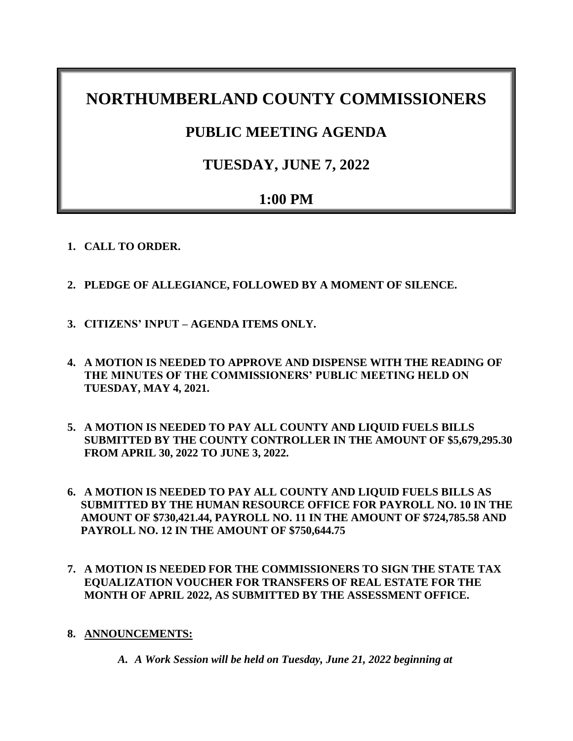# NORTHUMBERLAND COUNTY COMMISSIONERS

## PUBLIC MEETING AGENDA

## TUESDAY, JUNE 7, 2022

## 1:00 PM

1. **CALL TO ORDER.**

2. **PLEDGE OF ALLEGIANCE, FOLLOWED BY A MOMENT OF SILENCE.**

3. **CITIZENS' INPUT – AGENDA ITEMS ONLY.**

4. **A MOTION IS NEEDED TO APPROVE AND DISPENSE WITH THE READING OF THE MINUTES OF THE COMMISSIONERS' PUBLIC MEETING HELD ON TUESDAY, MAY 4, 2021.**

5. **A MOTION IS NEEDED TO PAY ALL COUNTY AND LIQUID FUELS BILLS SUBMITTED BY THE COUNTY CONTROLLER IN THE AMOUNT OF $5,679,295.30 FROM APRIL 30, 2022 TO JUNE 3, 2022.**

6. **A MOTION IS NEEDED TO PAY ALL COUNTY AND LIQUID FUELS BILLS AS SUBMITTED BY THE HUMAN RESOURCE OFFICE FOR PAYROLL NO. 10 IN THE AMOUNT OF $730,421.44, PAYROLL NO. 11 IN THE AMOUNT OF $724,785.58 AND PAYROLL NO. 12 IN THE AMOUNT OF $750,644.75**

7. **A MOTION IS NEEDED FOR THE COMMISSIONERS TO SIGN THE STATE TAX EQUALIZATION VOUCHER FOR TRANSFERS OF REAL ESTATE FOR THE MONTH OF APRIL 2022, AS SUBMITTED BY THE ASSESSMENT OFFICE.**

8. **<u>ANNOUNCEMENTS:</u>**

   A. ***A Work Session will be held on Tuesday, June 21, 2022 beginning at***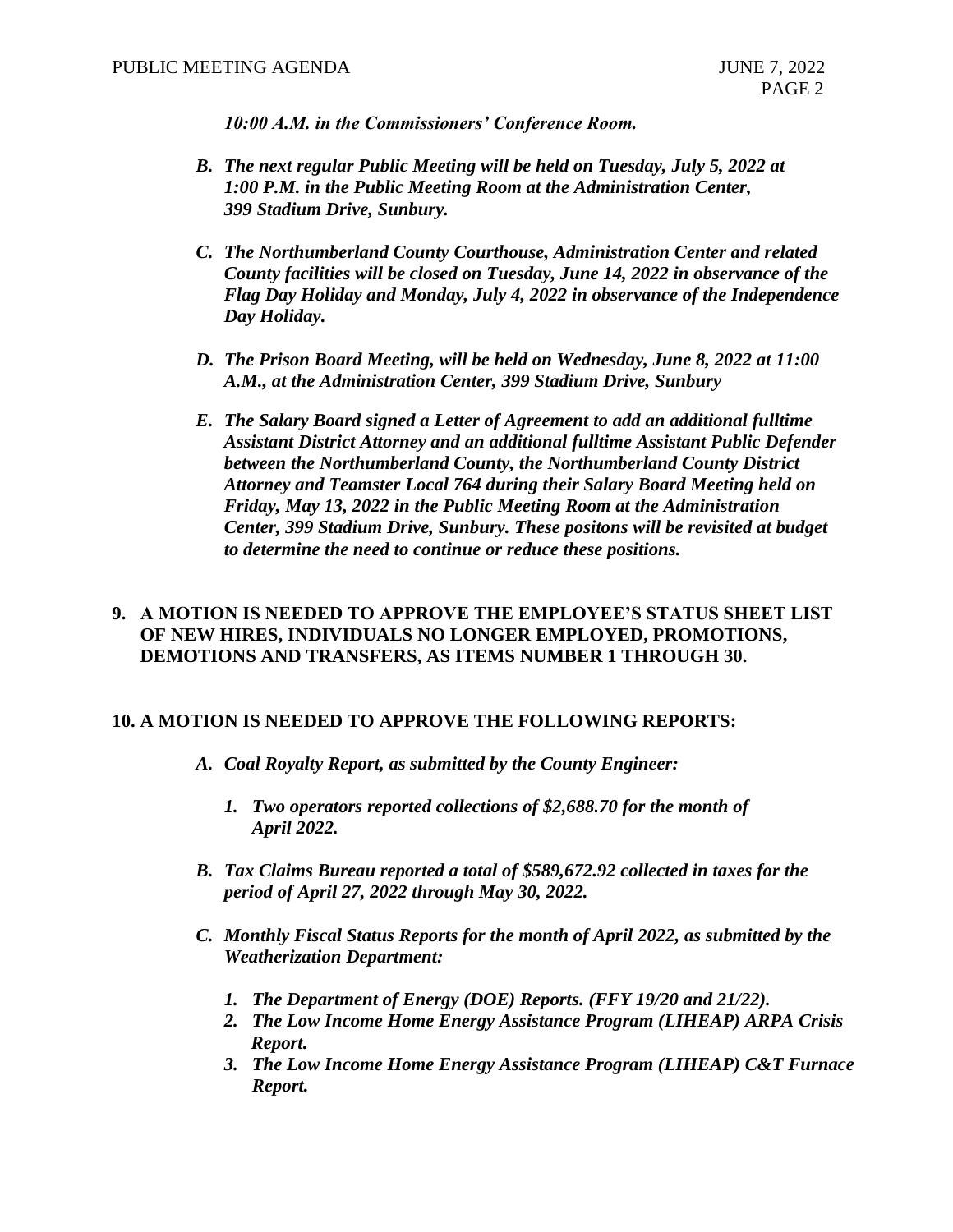*10:00 A.M. in the Commissioners' Conference Room.*

*B. The next regular Public Meeting will be held on Tuesday, July 5, 2022 at 1:00 P.M. in the Public Meeting Room at the Administration Center, 399 Stadium Drive, Sunbury.*

*C. The Northumberland County Courthouse, Administration Center and related County facilities will be closed on Tuesday, June 14, 2022 in observance of the Flag Day Holiday and Monday, July 4, 2022 in observance of the Independence Day Holiday.*

*D. The Prison Board Meeting, will be held on Wednesday, June 8, 2022 at 11:00 A.M., at the Administration Center, 399 Stadium Drive, Sunbury*

*E. The Salary Board signed a Letter of Agreement to add an additional fulltime Assistant District Attorney and an additional fulltime Assistant Public Defender between the Northumberland County, the Northumberland County District Attorney and Teamster Local 764 during their Salary Board Meeting held on Friday, May 13, 2022 in the Public Meeting Room at the Administration Center, 399 Stadium Drive, Sunbury. These positons will be revisited at budget to determine the need to continue or reduce these positions.*

**9. A MOTION IS NEEDED TO APPROVE THE EMPLOYEE'S STATUS SHEET LIST OF NEW HIRES, INDIVIDUALS NO LONGER EMPLOYED, PROMOTIONS, DEMOTIONS AND TRANSFERS, AS ITEMS NUMBER 1 THROUGH 30.**

**10. A MOTION IS NEEDED TO APPROVE THE FOLLOWING REPORTS:**

*A. Coal Royalty Report, as submitted by the County Engineer:*

*1. Two operators reported collections of $2,688.70 for the month of April 2022.*

*B. Tax Claims Bureau reported a total of $589,672.92 collected in taxes for the period of April 27, 2022 through May 30, 2022.*

*C. Monthly Fiscal Status Reports for the month of April 2022, as submitted by the Weatherization Department:*

*1. The Department of Energy (DOE) Reports. (FFY 19/20 and 21/22).*
*2. The Low Income Home Energy Assistance Program (LIHEAP) ARPA Crisis Report.*
*3. The Low Income Home Energy Assistance Program (LIHEAP) C&T Furnace Report.*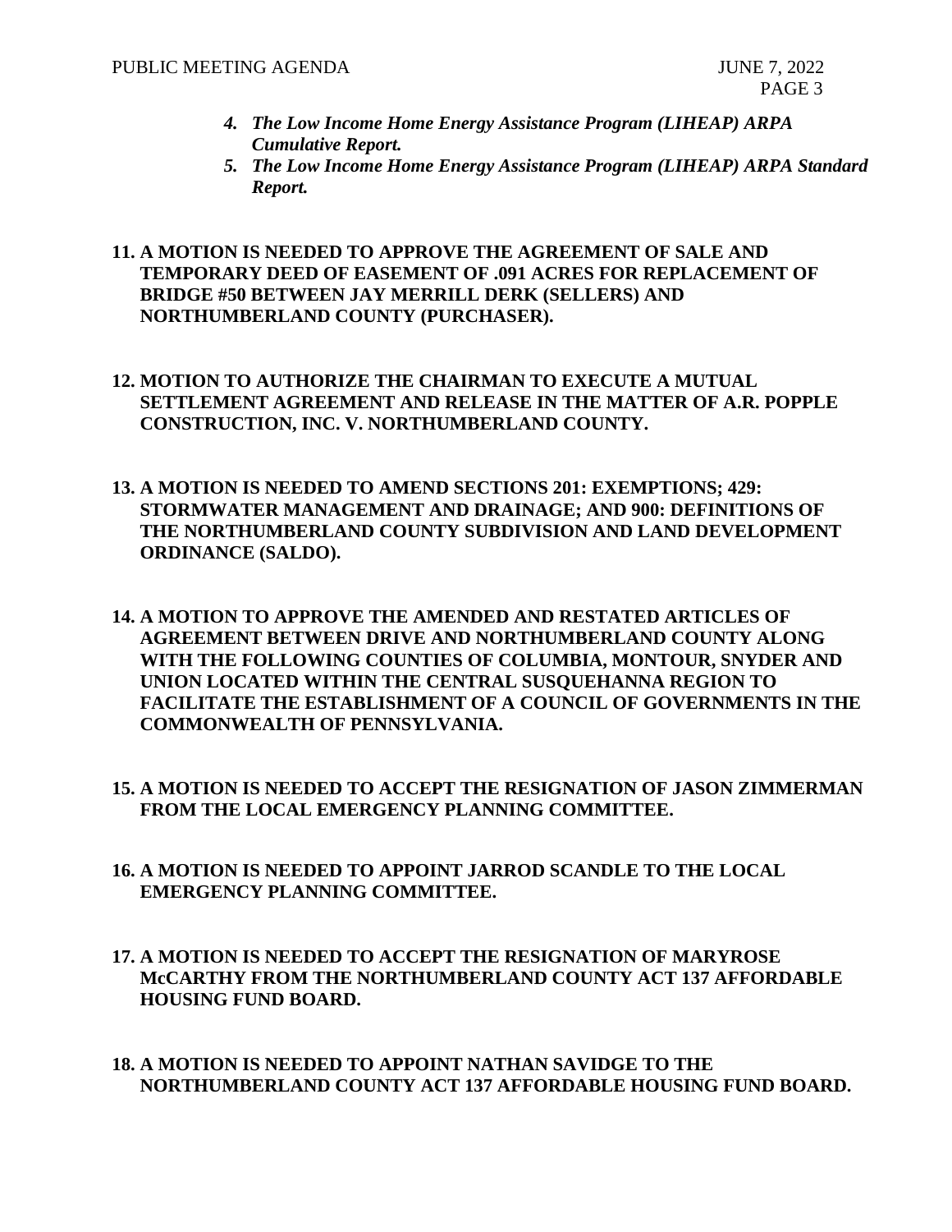4. ***The Low Income Home Energy Assistance Program (LIHEAP) ARPA Cumulative Report.***
5. ***The Low Income Home Energy Assistance Program (LIHEAP) ARPA Standard Report.***

**11. A MOTION IS NEEDED TO APPROVE THE AGREEMENT OF SALE AND TEMPORARY DEED OF EASEMENT OF .091 ACRES FOR REPLACEMENT OF BRIDGE #50 BETWEEN JAY MERRILL DERK (SELLERS) AND NORTHUMBERLAND COUNTY (PURCHASER).**

**12. MOTION TO AUTHORIZE THE CHAIRMAN TO EXECUTE A MUTUAL SETTLEMENT AGREEMENT AND RELEASE IN THE MATTER OF A.R. POPPLE CONSTRUCTION, INC. V. NORTHUMBERLAND COUNTY.**

**13. A MOTION IS NEEDED TO AMEND SECTIONS 201: EXEMPTIONS; 429: STORMWATER MANAGEMENT AND DRAINAGE; AND 900: DEFINITIONS OF THE NORTHUMBERLAND COUNTY SUBDIVISION AND LAND DEVELOPMENT ORDINANCE (SALDO).**

**14. A MOTION TO APPROVE THE AMENDED AND RESTATED ARTICLES OF AGREEMENT BETWEEN DRIVE AND NORTHUMBERLAND COUNTY ALONG WITH THE FOLLOWING COUNTIES OF COLUMBIA, MONTOUR, SNYDER AND UNION LOCATED WITHIN THE CENTRAL SUSQUEHANNA REGION TO FACILITATE THE ESTABLISHMENT OF A COUNCIL OF GOVERNMENTS IN THE COMMONWEALTH OF PENNSYLVANIA.**

**15. A MOTION IS NEEDED TO ACCEPT THE RESIGNATION OF JASON ZIMMERMAN FROM THE LOCAL EMERGENCY PLANNING COMMITTEE.**

**16. A MOTION IS NEEDED TO APPOINT JARROD SCANDLE TO THE LOCAL EMERGENCY PLANNING COMMITTEE.**

**17. A MOTION IS NEEDED TO ACCEPT THE RESIGNATION OF MARYROSE McCARTHY FROM THE NORTHUMBERLAND COUNTY ACT 137 AFFORDABLE HOUSING FUND BOARD.**

**18. A MOTION IS NEEDED TO APPOINT NATHAN SAVIDGE TO THE NORTHUMBERLAND COUNTY ACT 137 AFFORDABLE HOUSING FUND BOARD.**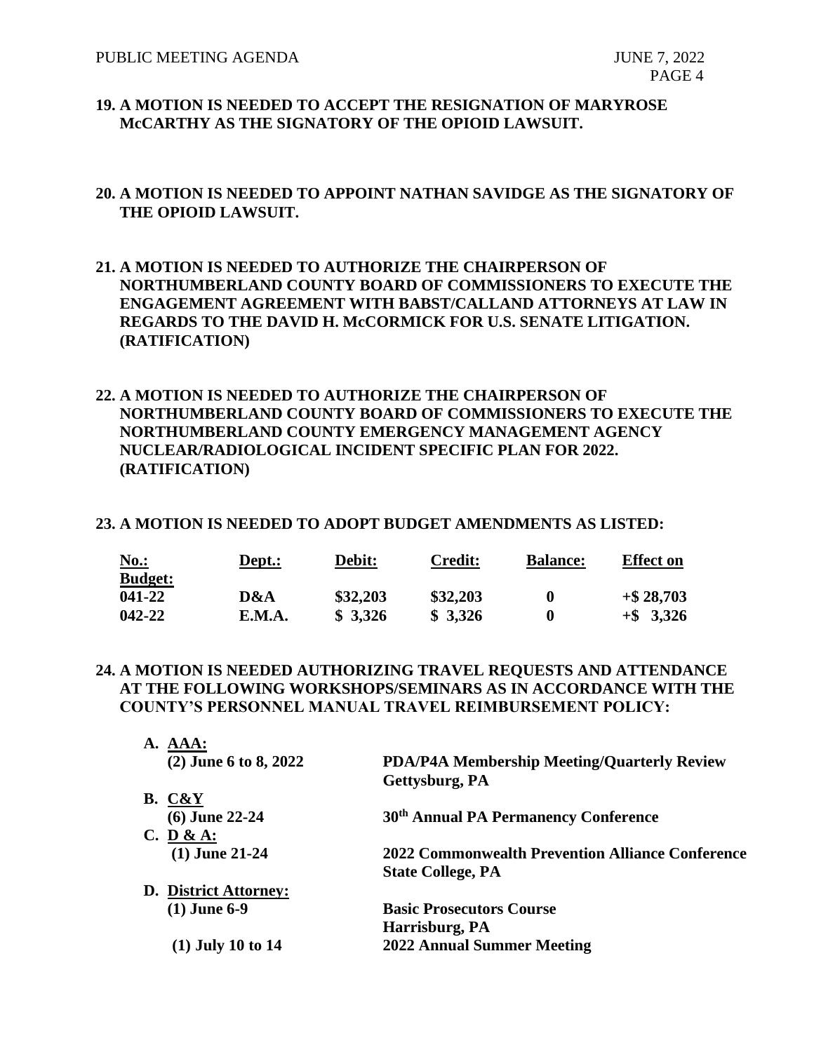**19. A MOTION IS NEEDED TO ACCEPT THE RESIGNATION OF MARYROSE McCARTHY AS THE SIGNATORY OF THE OPIOID LAWSUIT.**

**20. A MOTION IS NEEDED TO APPOINT NATHAN SAVIDGE AS THE SIGNATORY OF THE OPIOID LAWSUIT.**

**21. A MOTION IS NEEDED TO AUTHORIZE THE CHAIRPERSON OF NORTHUMBERLAND COUNTY BOARD OF COMMISSIONERS TO EXECUTE THE ENGAGEMENT AGREEMENT WITH BABST/CALLAND ATTORNEYS AT LAW IN REGARDS TO THE DAVID H. McCORMICK FOR U.S. SENATE LITIGATION. (RATIFICATION)**

**22. A MOTION IS NEEDED TO AUTHORIZE THE CHAIRPERSON OF NORTHUMBERLAND COUNTY BOARD OF COMMISSIONERS TO EXECUTE THE NORTHUMBERLAND COUNTY EMERGENCY MANAGEMENT AGENCY NUCLEAR/RADIOLOGICAL INCIDENT SPECIFIC PLAN FOR 2022. (RATIFICATION)**

**23. A MOTION IS NEEDED TO ADOPT BUDGET AMENDMENTS AS LISTED:**

| No.: | Dept.: | Debit: | Credit: | Balance: | Effect on Budget: |
|---|---|---|---|---|---|
| **041-22** | **D&A** | **$32,203** | **$32,203** | **0** | **+$ 28,703** |
| **042-22** | **E.M.A.** | **$ 3,326** | **$ 3,326** | **0** | **+$ 3,326** |

**24. A MOTION IS NEEDED AUTHORIZING TRAVEL REQUESTS AND ATTENDANCE AT THE FOLLOWING WORKSHOPS/SEMINARS AS IN ACCORDANCE WITH THE COUNTY'S PERSONNEL MANUAL TRAVEL REIMBURSEMENT POLICY:**

**A. AAA:**
- **(2) June 6 to 8, 2022** — **PDA/P4A Membership Meeting/Quarterly Review, Gettysburg, PA**

**B. C&Y**
- **(6) June 22-24** — **30th Annual PA Permanency Conference**

**C. D & A:**
- **(1) June 21-24** — **2022 Commonwealth Prevention Alliance Conference, State College, PA**

**D. District Attorney:**
- **(1) June 6-9** — **Basic Prosecutors Course, Harrisburg, PA**
- **(1) July 10 to 14** — **2022 Annual Summer Meeting**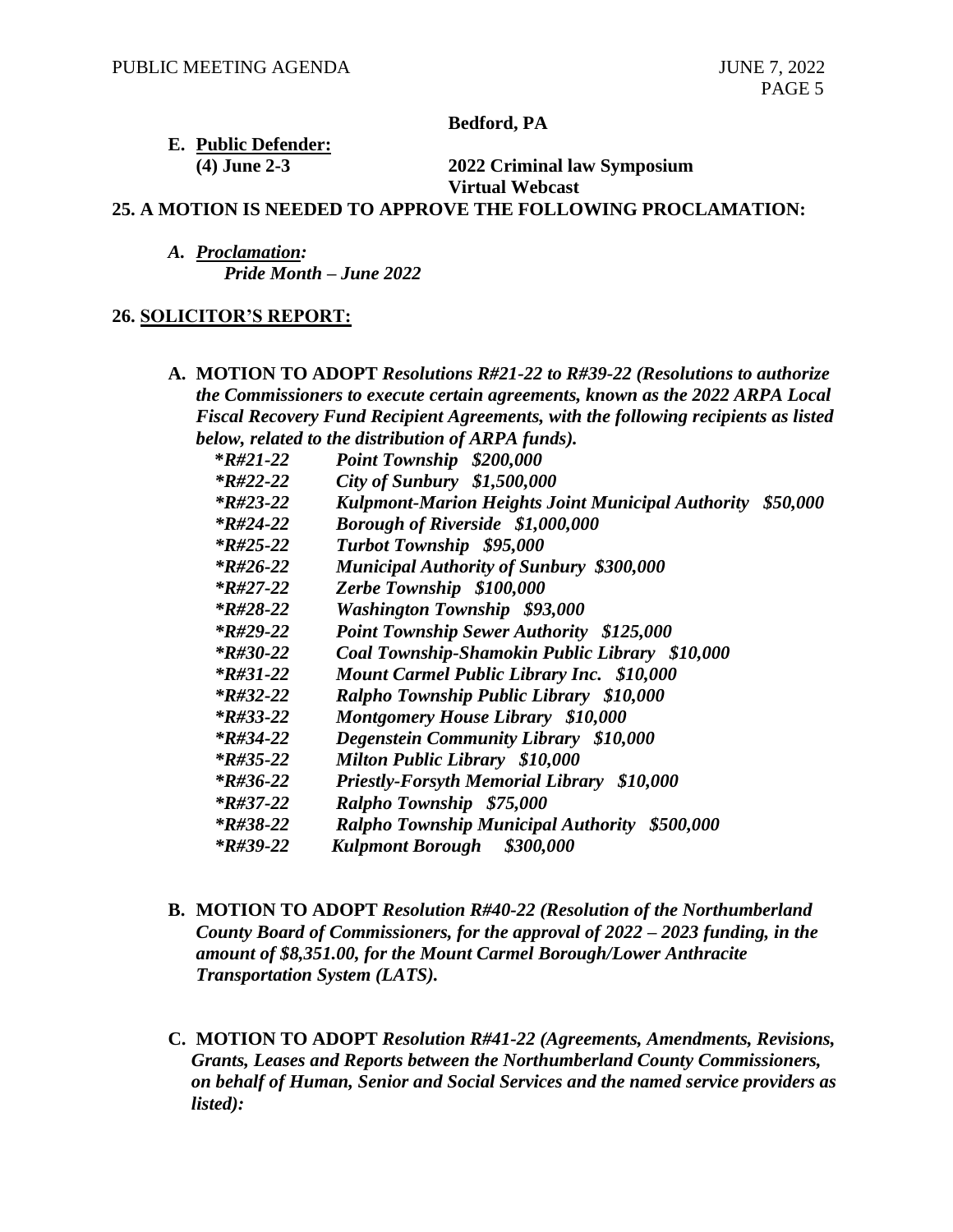**Bedford, PA**

**E. Public Defender:**

**(4) June 2-3** **2022 Criminal law Symposium Virtual Webcast**

**25. A MOTION IS NEEDED TO APPROVE THE FOLLOWING PROCLAMATION:**

***A. Proclamation:***
***Pride Month – June 2022***

**26. SOLICITOR'S REPORT:**

**A. MOTION TO ADOPT** ***Resolutions R#21-22 to R#39-22 (Resolutions to authorize the Commissioners to execute certain agreements, known as the 2022 ARPA Local Fiscal Recovery Fund Recipient Agreements, with the following recipients as listed below, related to the distribution of ARPA funds).***

***\*R#21-22 Point Township $200,000***
***\*R#22-22 City of Sunbury $1,500,000***
***\*R#23-22 Kulpmont-Marion Heights Joint Municipal Authority $50,000***
***\*R#24-22 Borough of Riverside $1,000,000***
***\*R#25-22 Turbot Township $95,000***
***\*R#26-22 Municipal Authority of Sunbury $300,000***
***\*R#27-22 Zerbe Township $100,000***
***\*R#28-22 Washington Township $93,000***
***\*R#29-22 Point Township Sewer Authority $125,000***
***\*R#30-22 Coal Township-Shamokin Public Library $10,000***
***\*R#31-22 Mount Carmel Public Library Inc. $10,000***
***\*R#32-22 Ralpho Township Public Library $10,000***
***\*R#33-22 Montgomery House Library $10,000***
***\*R#34-22 Degenstein Community Library $10,000***
***\*R#35-22 Milton Public Library $10,000***
***\*R#36-22 Priestly-Forsyth Memorial Library $10,000***
***\*R#37-22 Ralpho Township $75,000***
***\*R#38-22 Ralpho Township Municipal Authority $500,000***
***\*R#39-22 Kulpmont Borough $300,000***

**B. MOTION TO ADOPT** ***Resolution R#40-22 (Resolution of the Northumberland County Board of Commissioners, for the approval of 2022 – 2023 funding, in the amount of $8,351.00, for the Mount Carmel Borough/Lower Anthracite Transportation System (LATS).***

**C. MOTION TO ADOPT** ***Resolution R#41-22 (Agreements, Amendments, Revisions, Grants, Leases and Reports between the Northumberland County Commissioners, on behalf of Human, Senior and Social Services and the named service providers as listed):***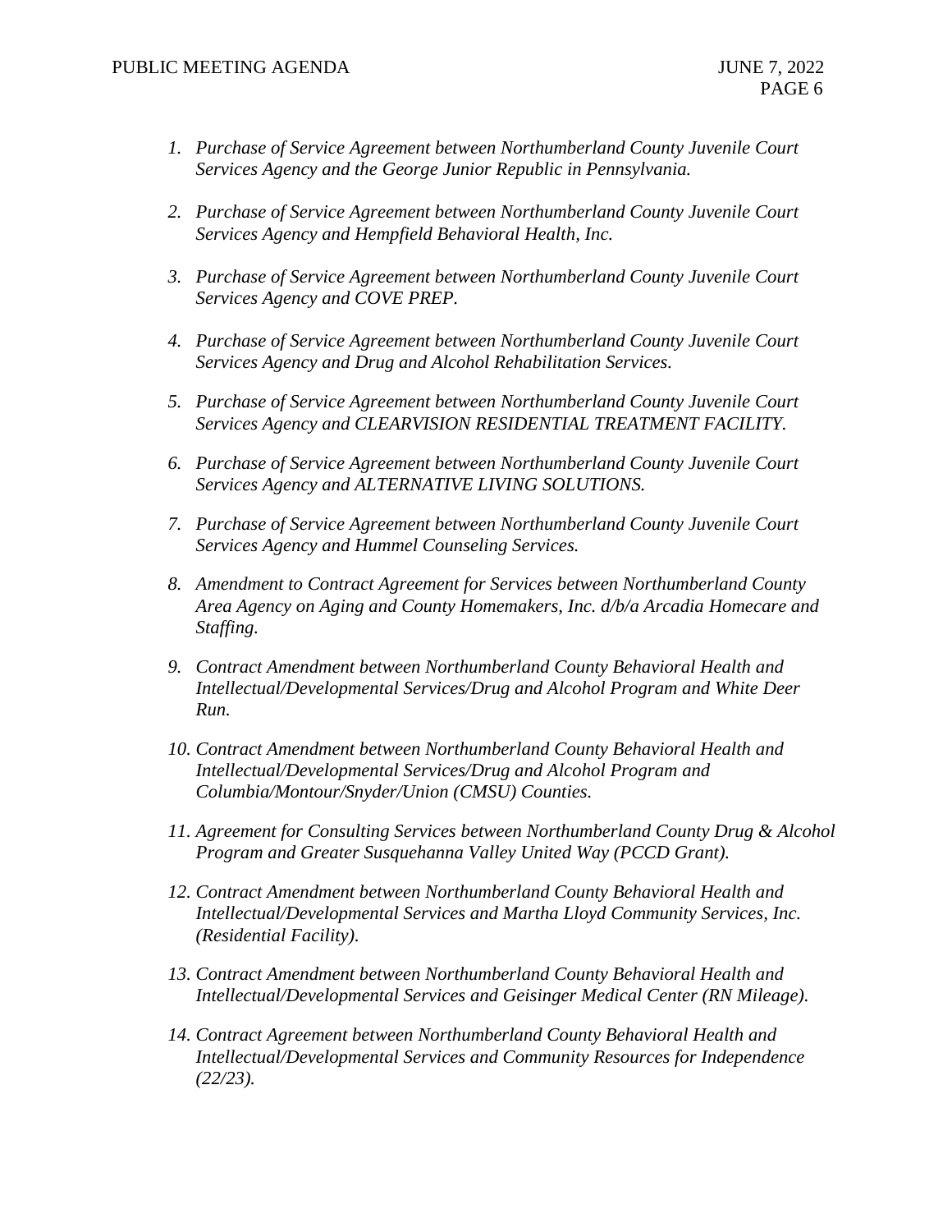1. *Purchase of Service Agreement between Northumberland County Juvenile Court Services Agency and the George Junior Republic in Pennsylvania.*

2. *Purchase of Service Agreement between Northumberland County Juvenile Court Services Agency and Hempfield Behavioral Health, Inc.*

3. *Purchase of Service Agreement between Northumberland County Juvenile Court Services Agency and COVE PREP.*

4. *Purchase of Service Agreement between Northumberland County Juvenile Court Services Agency and Drug and Alcohol Rehabilitation Services.*

5. *Purchase of Service Agreement between Northumberland County Juvenile Court Services Agency and CLEARVISION RESIDENTIAL TREATMENT FACILITY.*

6. *Purchase of Service Agreement between Northumberland County Juvenile Court Services Agency and ALTERNATIVE LIVING SOLUTIONS.*

7. *Purchase of Service Agreement between Northumberland County Juvenile Court Services Agency and Hummel Counseling Services.*

8. *Amendment to Contract Agreement for Services between Northumberland County Area Agency on Aging and County Homemakers, Inc. d/b/a Arcadia Homecare and Staffing.*

9. *Contract Amendment between Northumberland County Behavioral Health and Intellectual/Developmental Services/Drug and Alcohol Program and White Deer Run.*

10. *Contract Amendment between Northumberland County Behavioral Health and Intellectual/Developmental Services/Drug and Alcohol Program and Columbia/Montour/Snyder/Union (CMSU) Counties.*

11. *Agreement for Consulting Services between Northumberland County Drug & Alcohol Program and Greater Susquehanna Valley United Way (PCCD Grant).*

12. *Contract Amendment between Northumberland County Behavioral Health and Intellectual/Developmental Services and Martha Lloyd Community Services, Inc. (Residential Facility).*

13. *Contract Amendment between Northumberland County Behavioral Health and Intellectual/Developmental Services and Geisinger Medical Center (RN Mileage).*

14. *Contract Agreement between Northumberland County Behavioral Health and Intellectual/Developmental Services and Community Resources for Independence (22/23).*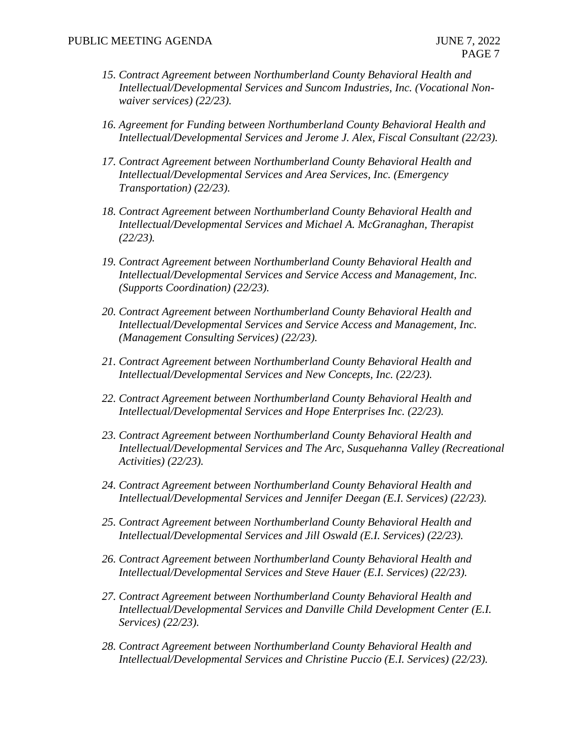15. *Contract Agreement between Northumberland County Behavioral Health and Intellectual/Developmental Services and Suncom Industries, Inc. (Vocational Non-waiver services) (22/23).*

16. *Agreement for Funding between Northumberland County Behavioral Health and Intellectual/Developmental Services and Jerome J. Alex, Fiscal Consultant (22/23).*

17. *Contract Agreement between Northumberland County Behavioral Health and Intellectual/Developmental Services and Area Services, Inc. (Emergency Transportation) (22/23).*

18. *Contract Agreement between Northumberland County Behavioral Health and Intellectual/Developmental Services and Michael A. McGranaghan, Therapist (22/23).*

19. *Contract Agreement between Northumberland County Behavioral Health and Intellectual/Developmental Services and Service Access and Management, Inc. (Supports Coordination) (22/23).*

20. *Contract Agreement between Northumberland County Behavioral Health and Intellectual/Developmental Services and Service Access and Management, Inc. (Management Consulting Services) (22/23).*

21. *Contract Agreement between Northumberland County Behavioral Health and Intellectual/Developmental Services and New Concepts, Inc. (22/23).*

22. *Contract Agreement between Northumberland County Behavioral Health and Intellectual/Developmental Services and Hope Enterprises Inc. (22/23).*

23. *Contract Agreement between Northumberland County Behavioral Health and Intellectual/Developmental Services and The Arc, Susquehanna Valley (Recreational Activities) (22/23).*

24. *Contract Agreement between Northumberland County Behavioral Health and Intellectual/Developmental Services and Jennifer Deegan (E.I. Services) (22/23).*

25. *Contract Agreement between Northumberland County Behavioral Health and Intellectual/Developmental Services and Jill Oswald (E.I. Services) (22/23).*

26. *Contract Agreement between Northumberland County Behavioral Health and Intellectual/Developmental Services and Steve Hauer (E.I. Services) (22/23).*

27. *Contract Agreement between Northumberland County Behavioral Health and Intellectual/Developmental Services and Danville Child Development Center (E.I. Services) (22/23).*

28. *Contract Agreement between Northumberland County Behavioral Health and Intellectual/Developmental Services and Christine Puccio (E.I. Services) (22/23).*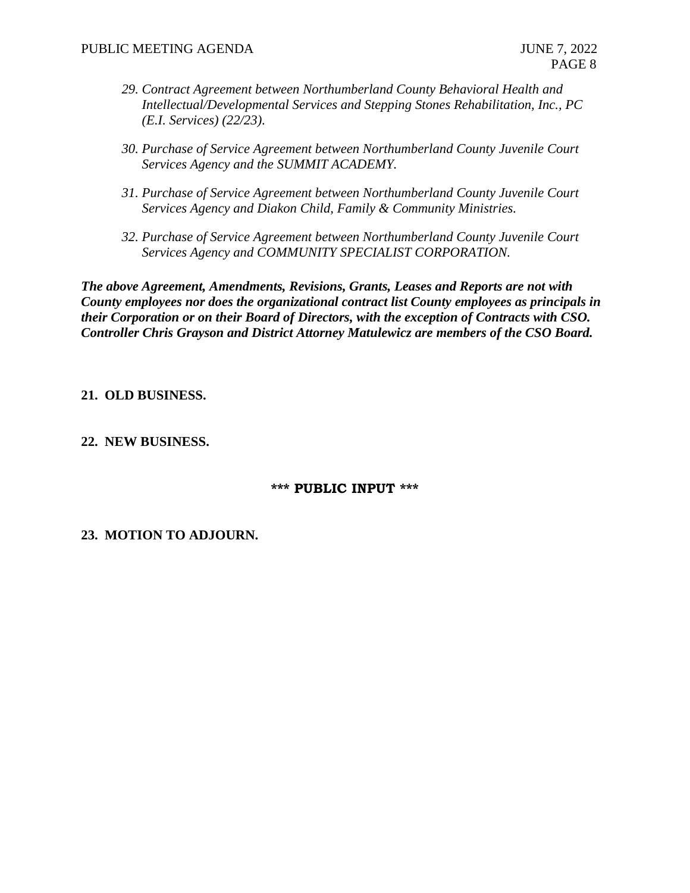29. *Contract Agreement between Northumberland County Behavioral Health and Intellectual/Developmental Services and Stepping Stones Rehabilitation, Inc., PC (E.I. Services) (22/23).*

30. *Purchase of Service Agreement between Northumberland County Juvenile Court Services Agency and the SUMMIT ACADEMY.*

31. *Purchase of Service Agreement between Northumberland County Juvenile Court Services Agency and Diakon Child, Family & Community Ministries.*

32. *Purchase of Service Agreement between Northumberland County Juvenile Court Services Agency and COMMUNITY SPECIALIST CORPORATION.*

***The above Agreement, Amendments, Revisions, Grants, Leases and Reports are not with County employees nor does the organizational contract list County employees as principals in their Corporation or on their Board of Directors, with the exception of Contracts with CSO. Controller Chris Grayson and District Attorney Matulewicz are members of the CSO Board.***

**21. OLD BUSINESS.**

**22. NEW BUSINESS.**

**\*\*\* PUBLIC INPUT \*\*\***

**23. MOTION TO ADJOURN.**